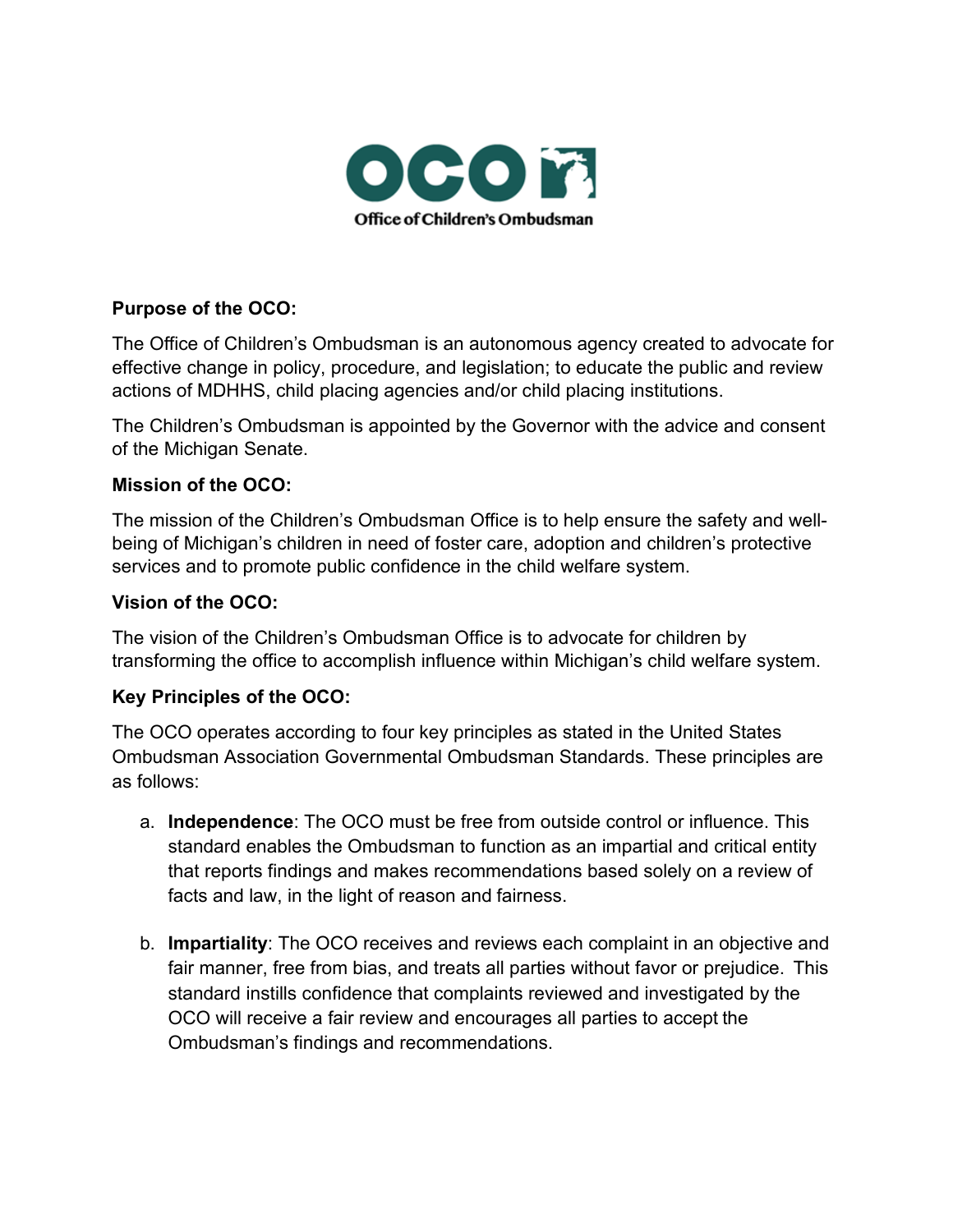**OCO**

**Office of Children's Ombudsman**

**Purpose of the OCO:**

The Office of Children's Ombudsman is an autonomous agency created to advocate for effective change in policy, procedure, and legislation; to educate the public and review actions of MDHHS, child placing agencies and/or child placing institutions.

The Children's Ombudsman is appointed by the Governor with the advice and consent of the Michigan Senate.

**Mission of the OCO:**

The mission of the Children's Ombudsman Office is to help ensure the safety and well-being of Michigan's children in need of foster care, adoption and children's protective services and to promote public confidence in the child welfare system.

**Vision of the OCO:**

The vision of the Children's Ombudsman Office is to advocate for children by transforming the office to accomplish influence within Michigan's child welfare system.

**Key Principles of the OCO:**

The OCO operates according to four key principles as stated in the United States Ombudsman Association Governmental Ombudsman Standards. These principles are as follows:

a. **Independence**: The OCO must be free from outside control or influence. This standard enables the Ombudsman to function as an impartial and critical entity that reports findings and makes recommendations based solely on a review of facts and law, in the light of reason and fairness.

b. **Impartiality**: The OCO receives and reviews each complaint in an objective and fair manner, free from bias, and treats all parties without favor or prejudice. This standard instills confidence that complaints reviewed and investigated by the OCO will receive a fair review and encourages all parties to accept the Ombudsman's findings and recommendations.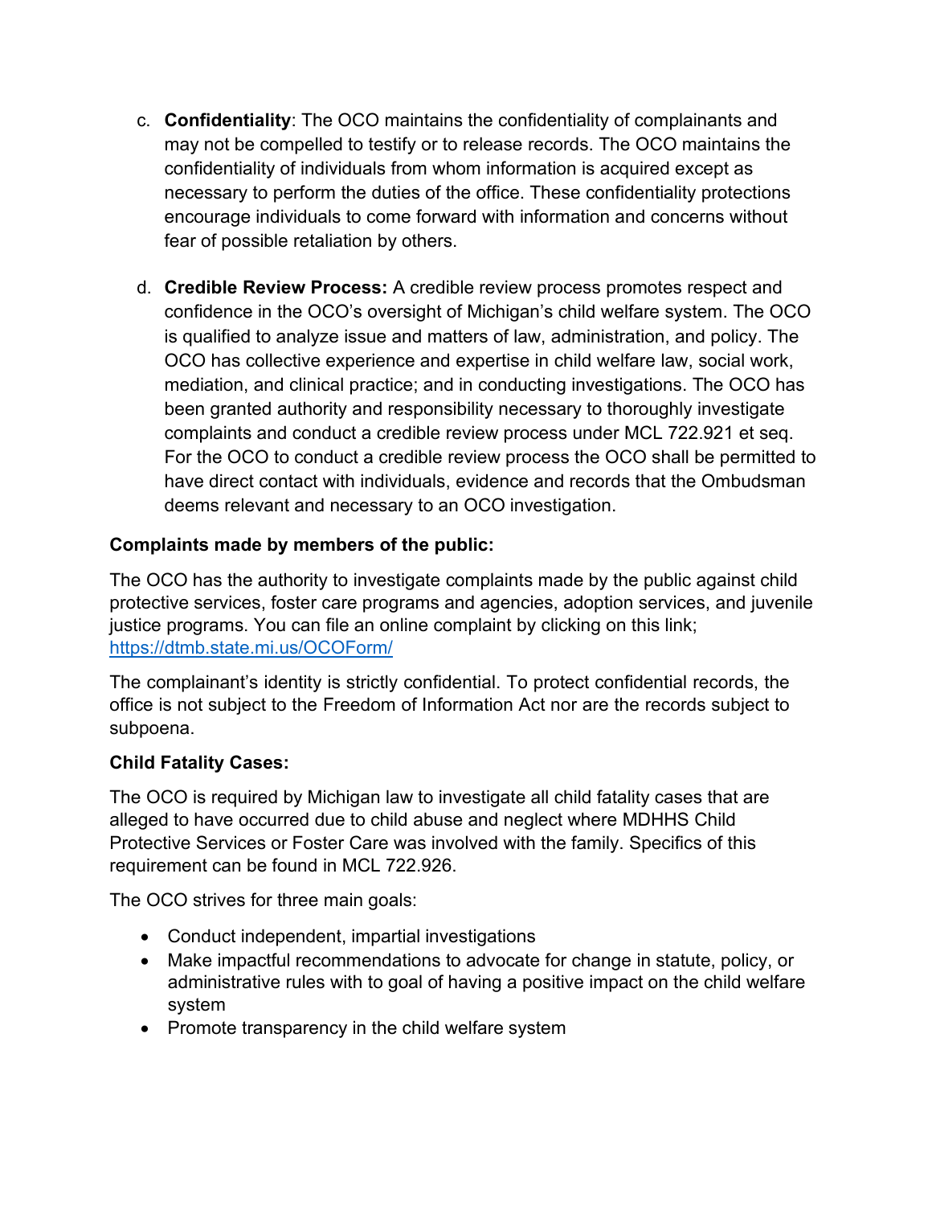c. **Confidentiality**: The OCO maintains the confidentiality of complainants and may not be compelled to testify or to release records. The OCO maintains the confidentiality of individuals from whom information is acquired except as necessary to perform the duties of the office. These confidentiality protections encourage individuals to come forward with information and concerns without fear of possible retaliation by others.

d. **Credible Review Process:** A credible review process promotes respect and confidence in the OCO's oversight of Michigan's child welfare system. The OCO is qualified to analyze issue and matters of law, administration, and policy. The OCO has collective experience and expertise in child welfare law, social work, mediation, and clinical practice; and in conducting investigations. The OCO has been granted authority and responsibility necessary to thoroughly investigate complaints and conduct a credible review process under MCL 722.921 et seq. For the OCO to conduct a credible review process the OCO shall be permitted to have direct contact with individuals, evidence and records that the Ombudsman deems relevant and necessary to an OCO investigation.

**Complaints made by members of the public:**

The OCO has the authority to investigate complaints made by the public against child protective services, foster care programs and agencies, adoption services, and juvenile justice programs. You can file an online complaint by clicking on this link; [https://dtmb.state.mi.us/OCOForm/](https://dtmb.state.mi.us/OCOForm/)

The complainant's identity is strictly confidential. To protect confidential records, the office is not subject to the Freedom of Information Act nor are the records subject to subpoena.

**Child Fatality Cases:**

The OCO is required by Michigan law to investigate all child fatality cases that are alleged to have occurred due to child abuse and neglect where MDHHS Child Protective Services or Foster Care was involved with the family. Specifics of this requirement can be found in MCL 722.926.

The OCO strives for three main goals:

- Conduct independent, impartial investigations
- Make impactful recommendations to advocate for change in statute, policy, or administrative rules with to goal of having a positive impact on the child welfare system
- Promote transparency in the child welfare system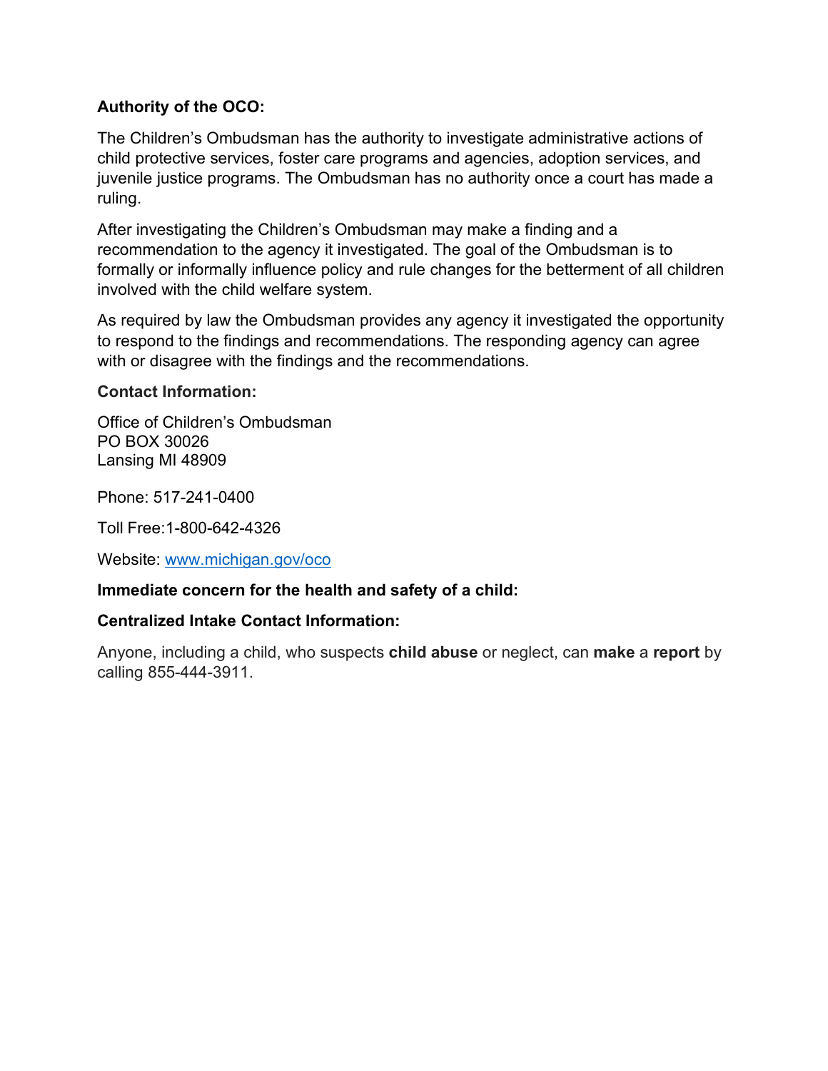**Authority of the OCO:**

The Children's Ombudsman has the authority to investigate administrative actions of child protective services, foster care programs and agencies, adoption services, and juvenile justice programs. The Ombudsman has no authority once a court has made a ruling.

After investigating the Children's Ombudsman may make a finding and a recommendation to the agency it investigated. The goal of the Ombudsman is to formally or informally influence policy and rule changes for the betterment of all children involved with the child welfare system.

As required by law the Ombudsman provides any agency it investigated the opportunity to respond to the findings and recommendations. The responding agency can agree with or disagree with the findings and the recommendations.

**Contact Information:**

Office of Children's Ombudsman
PO BOX 30026
Lansing MI 48909

Phone: 517-241-0400

Toll Free:1-800-642-4326

Website: [www.michigan.gov/oco](http://www.michigan.gov/oco)

**Immediate concern for the health and safety of a child:**

**Centralized Intake Contact Information:**

Anyone, including a child, who suspects **child abuse** or neglect, can **make** a **report** by calling 855-444-3911.